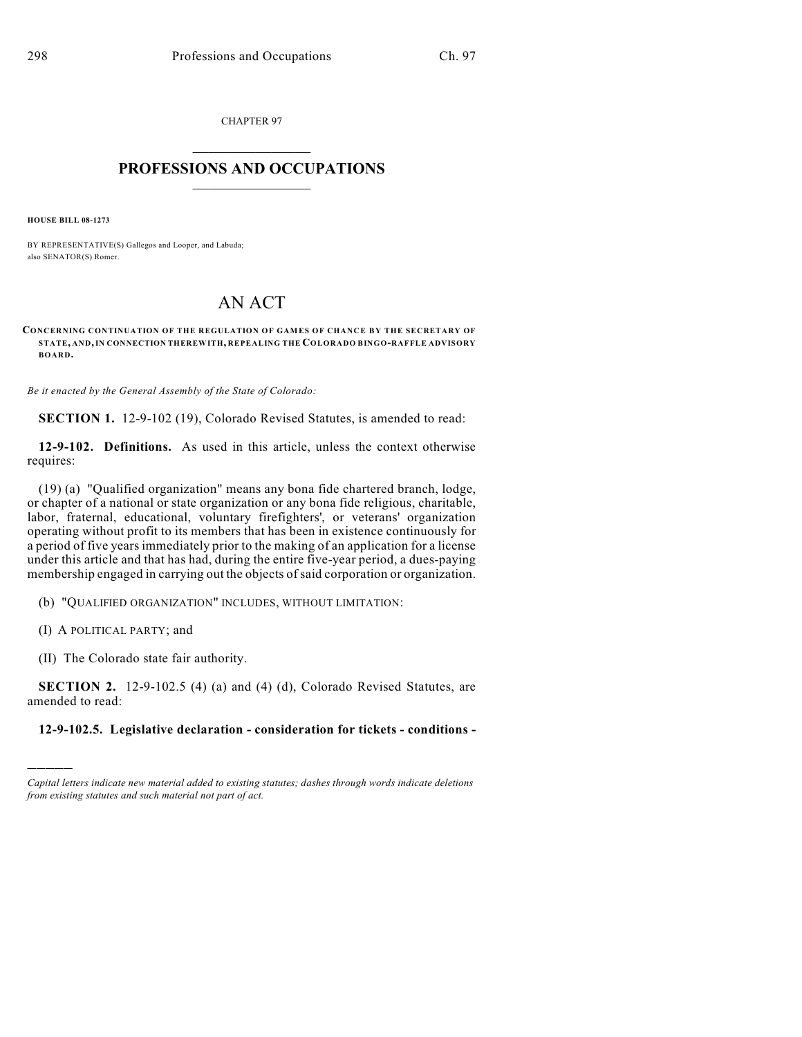CHAPTER 97

# PROFESSIONS AND OCCUPATIONS

**HOUSE BILL 08-1273**

BY REPRESENTATIVE(S) Gallegos and Looper, and Labuda;
also SENATOR(S) Romer.

# AN ACT

**CONCERNING CONTINUATION OF THE REGULATION OF GAMES OF CHANCE BY THE SECRETARY OF STATE, AND, IN CONNECTION THEREWITH, REPEALING THE COLORADO BINGO-RAFFLE ADVISORY BOARD.**

*Be it enacted by the General Assembly of the State of Colorado:*

**SECTION 1.** 12-9-102 (19), Colorado Revised Statutes, is amended to read:

**12-9-102. Definitions.** As used in this article, unless the context otherwise requires:

(19) (a) "Qualified organization" means any bona fide chartered branch, lodge, or chapter of a national or state organization or any bona fide religious, charitable, labor, fraternal, educational, voluntary firefighters', or veterans' organization operating without profit to its members that has been in existence continuously for a period of five years immediately prior to the making of an application for a license under this article and that has had, during the entire five-year period, a dues-paying membership engaged in carrying out the objects of said corporation or organization.

(b) "QUALIFIED ORGANIZATION" INCLUDES, WITHOUT LIMITATION:

(I) A POLITICAL PARTY; and

(II) The Colorado state fair authority.

**SECTION 2.** 12-9-102.5 (4) (a) and (4) (d), Colorado Revised Statutes, are amended to read:

**12-9-102.5. Legislative declaration - consideration for tickets - conditions -**

---

*Capital letters indicate new material added to existing statutes; dashes through words indicate deletions from existing statutes and such material not part of act.*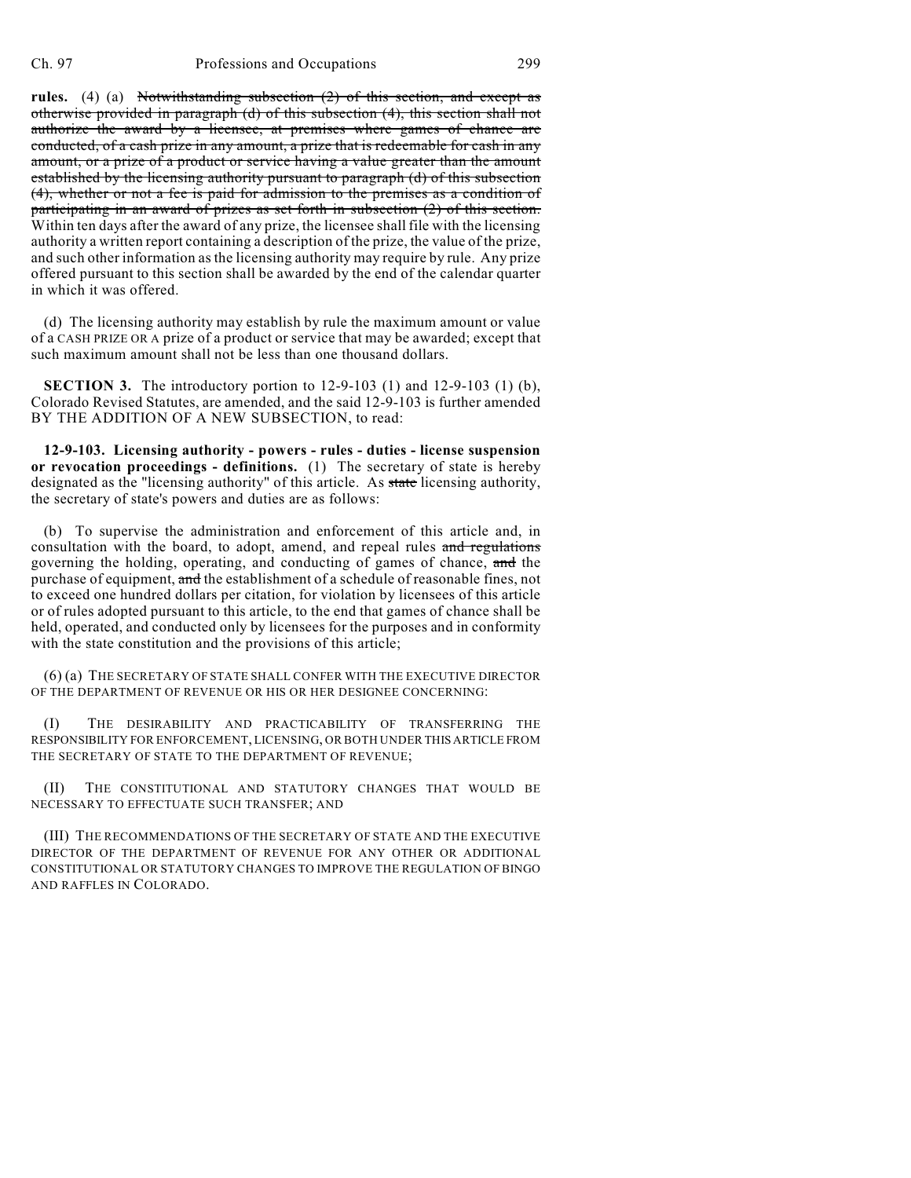**rules.** (4) (a) ~~Notwithstanding subsection (2) of this section, and except as otherwise provided in paragraph (d) of this subsection (4), this section shall not authorize the award by a licensee, at premises where games of chance are conducted, of a cash prize in any amount, a prize that is redeemable for cash in any amount, or a prize of a product or service having a value greater than the amount established by the licensing authority pursuant to paragraph (d) of this subsection (4), whether or not a fee is paid for admission to the premises as a condition of participating in an award of prizes as set forth in subsection (2) of this section.~~ Within ten days after the award of any prize, the licensee shall file with the licensing authority a written report containing a description of the prize, the value of the prize, and such other information as the licensing authority may require by rule. Any prize offered pursuant to this section shall be awarded by the end of the calendar quarter in which it was offered.

(d) The licensing authority may establish by rule the maximum amount or value of a CASH PRIZE OR A prize of a product or service that may be awarded; except that such maximum amount shall not be less than one thousand dollars.

**SECTION 3.** The introductory portion to 12-9-103 (1) and 12-9-103 (1) (b), Colorado Revised Statutes, are amended, and the said 12-9-103 is further amended BY THE ADDITION OF A NEW SUBSECTION, to read:

**12-9-103. Licensing authority - powers - rules - duties - license suspension or revocation proceedings - definitions.** (1) The secretary of state is hereby designated as the "licensing authority" of this article. As ~~state~~ licensing authority, the secretary of state's powers and duties are as follows:

(b) To supervise the administration and enforcement of this article and, in consultation with the board, to adopt, amend, and repeal rules ~~and regulations~~ governing the holding, operating, and conducting of games of chance, ~~and~~ the purchase of equipment, ~~and~~ the establishment of a schedule of reasonable fines, not to exceed one hundred dollars per citation, for violation by licensees of this article or of rules adopted pursuant to this article, to the end that games of chance shall be held, operated, and conducted only by licensees for the purposes and in conformity with the state constitution and the provisions of this article;

(6) (a) THE SECRETARY OF STATE SHALL CONFER WITH THE EXECUTIVE DIRECTOR OF THE DEPARTMENT OF REVENUE OR HIS OR HER DESIGNEE CONCERNING:

(I) THE DESIRABILITY AND PRACTICABILITY OF TRANSFERRING THE RESPONSIBILITY FOR ENFORCEMENT, LICENSING, OR BOTH UNDER THIS ARTICLE FROM THE SECRETARY OF STATE TO THE DEPARTMENT OF REVENUE;

(II) THE CONSTITUTIONAL AND STATUTORY CHANGES THAT WOULD BE NECESSARY TO EFFECTUATE SUCH TRANSFER; AND

(III) THE RECOMMENDATIONS OF THE SECRETARY OF STATE AND THE EXECUTIVE DIRECTOR OF THE DEPARTMENT OF REVENUE FOR ANY OTHER OR ADDITIONAL CONSTITUTIONAL OR STATUTORY CHANGES TO IMPROVE THE REGULATION OF BINGO AND RAFFLES IN COLORADO.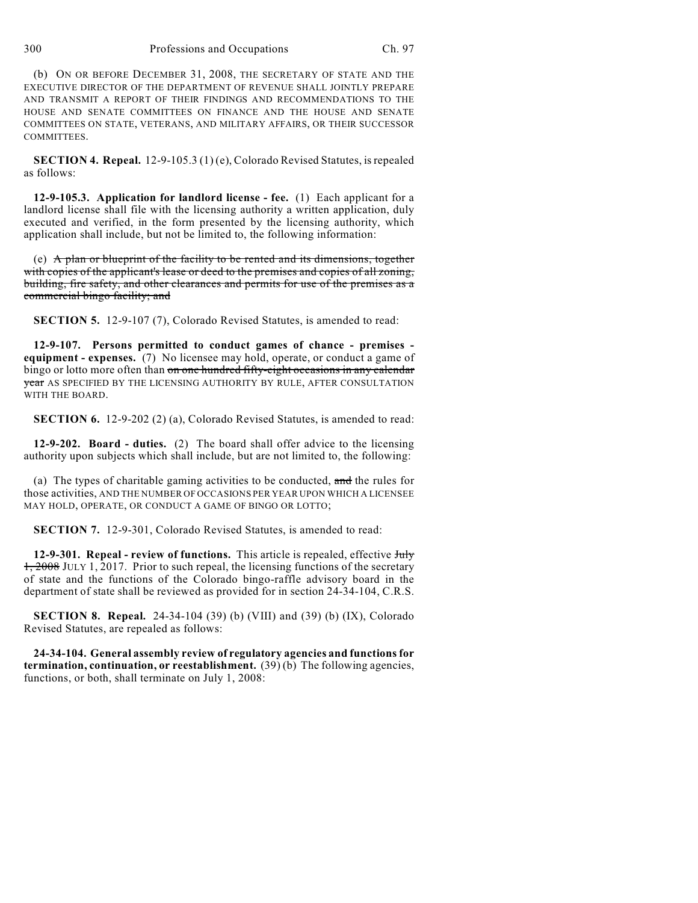(b) ON OR BEFORE DECEMBER 31, 2008, THE SECRETARY OF STATE AND THE EXECUTIVE DIRECTOR OF THE DEPARTMENT OF REVENUE SHALL JOINTLY PREPARE AND TRANSMIT A REPORT OF THEIR FINDINGS AND RECOMMENDATIONS TO THE HOUSE AND SENATE COMMITTEES ON FINANCE AND THE HOUSE AND SENATE COMMITTEES ON STATE, VETERANS, AND MILITARY AFFAIRS, OR THEIR SUCCESSOR COMMITTEES.

**SECTION 4. Repeal.** 12-9-105.3 (1) (e), Colorado Revised Statutes, is repealed as follows:

**12-9-105.3. Application for landlord license - fee.** (1) Each applicant for a landlord license shall file with the licensing authority a written application, duly executed and verified, in the form presented by the licensing authority, which application shall include, but not be limited to, the following information:

(e) ~~A plan or blueprint of the facility to be rented and its dimensions, together with copies of the applicant's lease or deed to the premises and copies of all zoning, building, fire safety, and other clearances and permits for use of the premises as a commercial bingo facility; and~~

**SECTION 5.** 12-9-107 (7), Colorado Revised Statutes, is amended to read:

**12-9-107. Persons permitted to conduct games of chance - premises - equipment - expenses.** (7) No licensee may hold, operate, or conduct a game of bingo or lotto more often than ~~on one hundred fifty-eight occasions in any calendar year~~ AS SPECIFIED BY THE LICENSING AUTHORITY BY RULE, AFTER CONSULTATION WITH THE BOARD.

**SECTION 6.** 12-9-202 (2) (a), Colorado Revised Statutes, is amended to read:

**12-9-202. Board - duties.** (2) The board shall offer advice to the licensing authority upon subjects which shall include, but are not limited to, the following:

(a) The types of charitable gaming activities to be conducted, ~~and~~ the rules for those activities, AND THE NUMBER OF OCCASIONS PER YEAR UPON WHICH A LICENSEE MAY HOLD, OPERATE, OR CONDUCT A GAME OF BINGO OR LOTTO;

**SECTION 7.** 12-9-301, Colorado Revised Statutes, is amended to read:

**12-9-301. Repeal - review of functions.** This article is repealed, effective ~~July 1, 2008~~ JULY 1, 2017. Prior to such repeal, the licensing functions of the secretary of state and the functions of the Colorado bingo-raffle advisory board in the department of state shall be reviewed as provided for in section 24-34-104, C.R.S.

**SECTION 8. Repeal.** 24-34-104 (39) (b) (VIII) and (39) (b) (IX), Colorado Revised Statutes, are repealed as follows:

**24-34-104. General assembly review of regulatory agencies and functions for termination, continuation, or reestablishment.** (39) (b) The following agencies, functions, or both, shall terminate on July 1, 2008: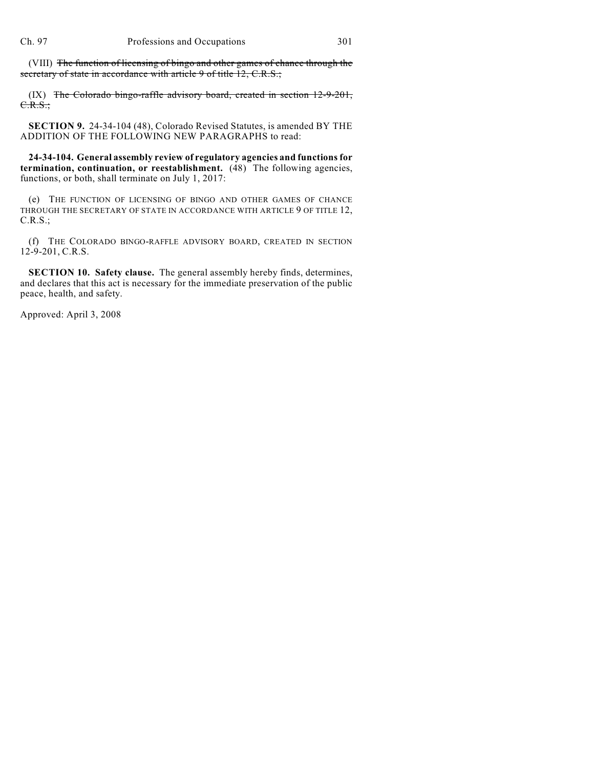(VIII) ~~The function of licensing of bingo and other games of chance through the secretary of state in accordance with article 9 of title 12, C.R.S.;~~

(IX) ~~The Colorado bingo-raffle advisory board, created in section 12-9-201, C.R.S.;~~

**SECTION 9.** 24-34-104 (48), Colorado Revised Statutes, is amended BY THE ADDITION OF THE FOLLOWING NEW PARAGRAPHS to read:

**24-34-104. General assembly review of regulatory agencies and functions for termination, continuation, or reestablishment.** (48) The following agencies, functions, or both, shall terminate on July 1, 2017:

(e) THE FUNCTION OF LICENSING OF BINGO AND OTHER GAMES OF CHANCE THROUGH THE SECRETARY OF STATE IN ACCORDANCE WITH ARTICLE 9 OF TITLE 12, C.R.S.;

(f) THE COLORADO BINGO-RAFFLE ADVISORY BOARD, CREATED IN SECTION 12-9-201, C.R.S.

**SECTION 10. Safety clause.** The general assembly hereby finds, determines, and declares that this act is necessary for the immediate preservation of the public peace, health, and safety.

Approved: April 3, 2008